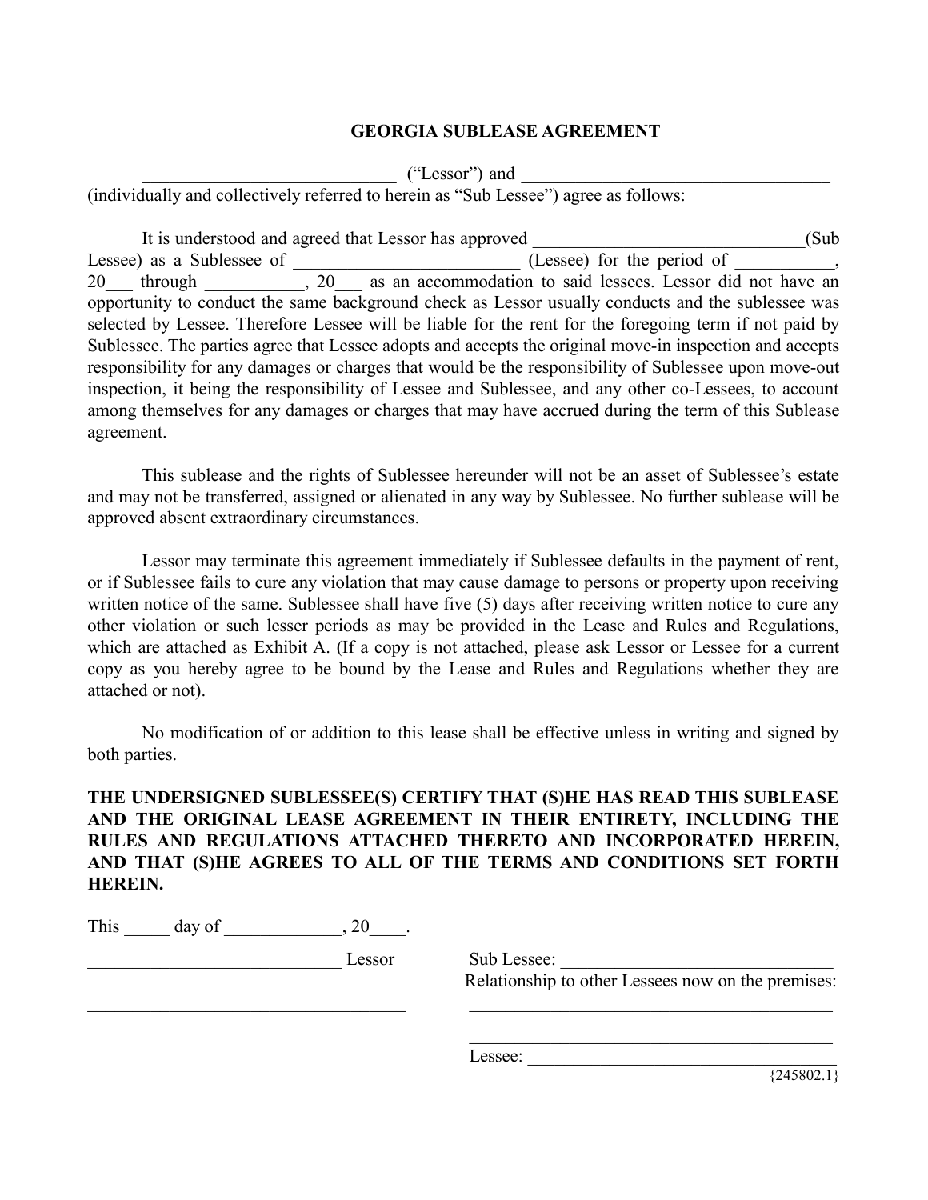# GEORGIA SUBLEASE AGREEMENT

____________________________ ("Lessor") and __________________________________ (individually and collectively referred to herein as "Sub Lessee") agree as follows:

It is understood and agreed that Lessor has approved ______________________________(Sub Lessee) as a Sublessee of _________________________ (Lessee) for the period of ___________, 20___ through ___________, 20___ as an accommodation to said lessees. Lessor did not have an opportunity to conduct the same background check as Lessor usually conducts and the sublessee was selected by Lessee. Therefore Lessee will be liable for the rent for the foregoing term if not paid by Sublessee. The parties agree that Lessee adopts and accepts the original move-in inspection and accepts responsibility for any damages or charges that would be the responsibility of Sublessee upon move-out inspection, it being the responsibility of Lessee and Sublessee, and any other co-Lessees, to account among themselves for any damages or charges that may have accrued during the term of this Sublease agreement.

This sublease and the rights of Sublessee hereunder will not be an asset of Sublessee's estate and may not be transferred, assigned or alienated in any way by Sublessee. No further sublease will be approved absent extraordinary circumstances.

Lessor may terminate this agreement immediately if Sublessee defaults in the payment of rent, or if Sublessee fails to cure any violation that may cause damage to persons or property upon receiving written notice of the same. Sublessee shall have five (5) days after receiving written notice to cure any other violation or such lesser periods as may be provided in the Lease and Rules and Regulations, which are attached as Exhibit A. (If a copy is not attached, please ask Lessor or Lessee for a current copy as you hereby agree to be bound by the Lease and Rules and Regulations whether they are attached or not).

No modification of or addition to this lease shall be effective unless in writing and signed by both parties.

**THE UNDERSIGNED SUBLESSEE(S) CERTIFY THAT (S)HE HAS READ THIS SUBLEASE AND THE ORIGINAL LEASE AGREEMENT IN THEIR ENTIRETY, INCLUDING THE RULES AND REGULATIONS ATTACHED THERETO AND INCORPORATED HEREIN, AND THAT (S)HE AGREES TO ALL OF THE TERMS AND CONDITIONS SET FORTH HEREIN.**

This _____ day of _____________, 20____.

____________________________ Lessor

___________________________________

Sub Lessee: ______________________________

Relationship to other Lessees now on the premises:

___________________________________________

___________________________________________

Lessee: __________________________________

{245802.1}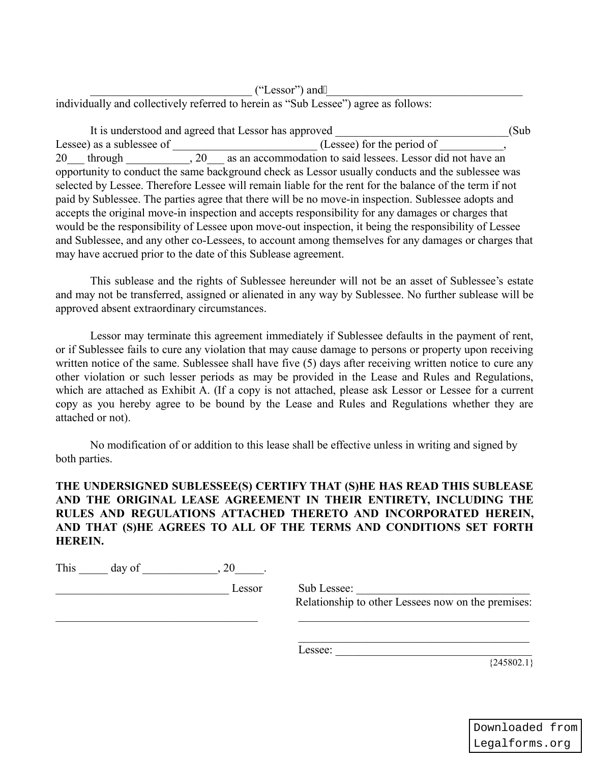_____________________________ ("Lessor") and ___________________________________ individually and collectively referred to herein as "Sub Lessee") agree as follows:

It is understood and agreed that Lessor has approved _______________________________(Sub Lessee) as a sublessee of __________________________ (Lessee) for the period of ___________, 20___ through ___________, 20___ as an accommodation to said lessees. Lessor did not have an opportunity to conduct the same background check as Lessor usually conducts and the sublessee was selected by Lessee. Therefore Lessee will remain liable for the rent for the balance of the term if not paid by Sublessee. The parties agree that there will be no move-in inspection. Sublessee adopts and accepts the original move-in inspection and accepts responsibility for any damages or charges that would be the responsibility of Lessee upon move-out inspection, it being the responsibility of Lessee and Sublessee, and any other co-Lessees, to account among themselves for any damages or charges that may have accrued prior to the date of this Sublease agreement.

This sublease and the rights of Sublessee hereunder will not be an asset of Sublessee's estate and may not be transferred, assigned or alienated in any way by Sublessee. No further sublease will be approved absent extraordinary circumstances.

Lessor may terminate this agreement immediately if Sublessee defaults in the payment of rent, or if Sublessee fails to cure any violation that may cause damage to persons or property upon receiving written notice of the same. Sublessee shall have five (5) days after receiving written notice to cure any other violation or such lesser periods as may be provided in the Lease and Rules and Regulations, which are attached as Exhibit A. (If a copy is not attached, please ask Lessor or Lessee for a current copy as you hereby agree to be bound by the Lease and Rules and Regulations whether they are attached or not).

No modification of or addition to this lease shall be effective unless in writing and signed by both parties.

**THE UNDERSIGNED SUBLESSEE(S) CERTIFY THAT (S)HE HAS READ THIS SUBLEASE AND THE ORIGINAL LEASE AGREEMENT IN THEIR ENTIRETY, INCLUDING THE RULES AND REGULATIONS ATTACHED THERETO AND INCORPORATED HEREIN, AND THAT (S)HE AGREES TO ALL OF THE TERMS AND CONDITIONS SET FORTH HEREIN.**

This _____ day of _____________, 20_____.

_______________________________ Lessor

Sub Lessee: _______________________________

Relationship to other Lessees now on the premises:

____________________________________

____________________________________________

____________________________________________

Lessee: ____________________________________

{245802.1}

Downloaded from Legalforms.org